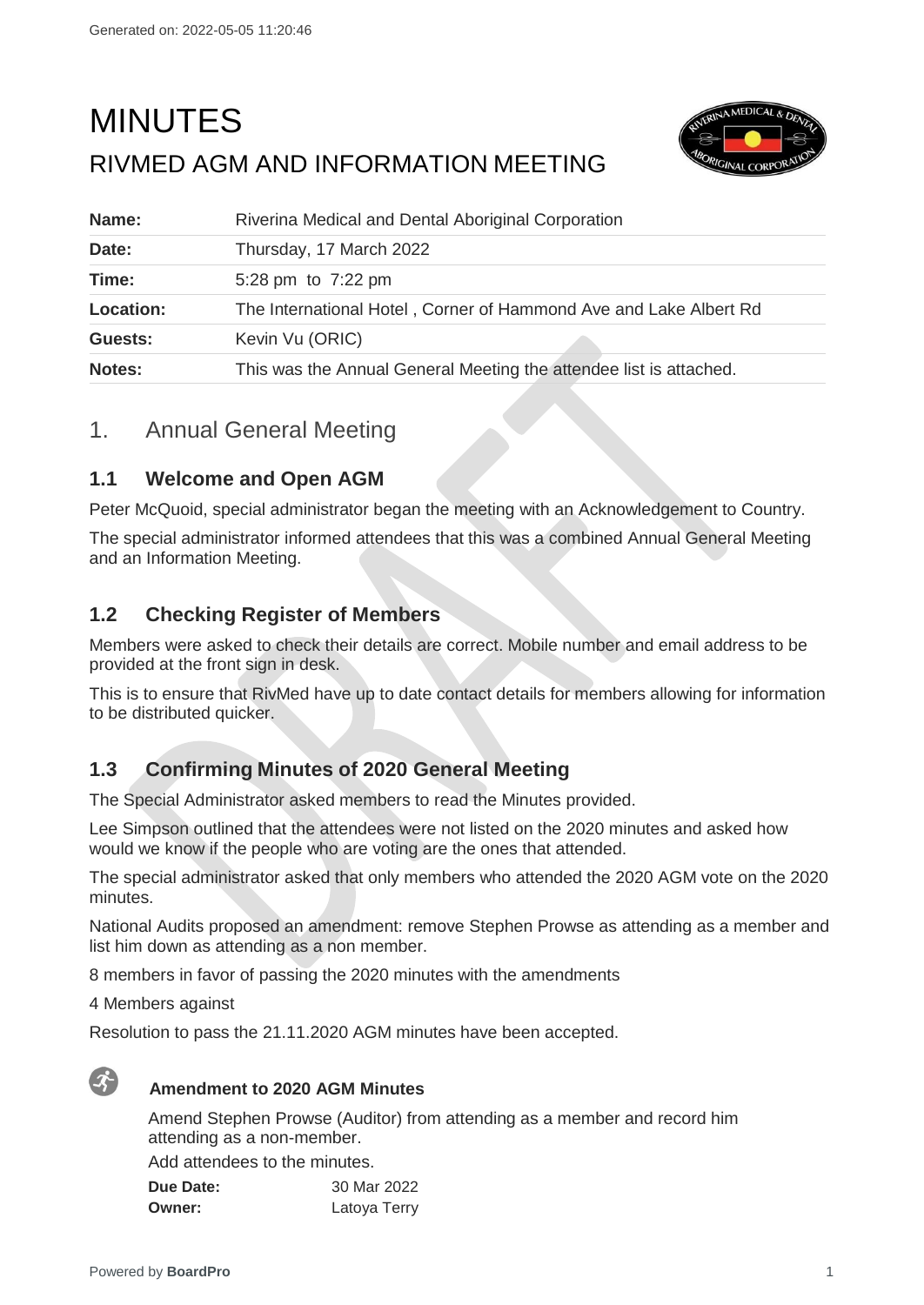# MINUTES

## RIVMED AGM AND INFORMATION MEETING

| | |
|---|---|
| **Name:** | Riverina Medical and Dental Aboriginal Corporation |
| **Date:** | Thursday, 17 March 2022 |
| **Time:** | 5:28 pm to 7:22 pm |
| **Location:** | The International Hotel , Corner of Hammond Ave and Lake Albert Rd |
| **Guests:** | Kevin Vu (ORIC) |
| **Notes:** | This was the Annual General Meeting the attendee list is attached. |

## 1. Annual General Meeting

### 1.1 Welcome and Open AGM

Peter McQuoid, special administrator began the meeting with an Acknowledgement to Country.

The special administrator informed attendees that this was a combined Annual General Meeting and an Information Meeting.

### 1.2 Checking Register of Members

Members were asked to check their details are correct. Mobile number and email address to be provided at the front sign in desk.

This is to ensure that RivMed have up to date contact details for members allowing for information to be distributed quicker.

### 1.3 Confirming Minutes of 2020 General Meeting

The Special Administrator asked members to read the Minutes provided.

Lee Simpson outlined that the attendees were not listed on the 2020 minutes and asked how would we know if the people who are voting are the ones that attended.

The special administrator asked that only members who attended the 2020 AGM vote on the 2020 minutes.

National Audits proposed an amendment: remove Stephen Prowse as attending as a member and list him down as attending as a non member.

8 members in favor of passing the 2020 minutes with the amendments

4 Members against

Resolution to pass the 21.11.2020 AGM minutes have been accepted.

**Amendment to 2020 AGM Minutes**

Amend Stephen Prowse (Auditor) from attending as a member and record him attending as a non-member.

Add attendees to the minutes.

| | |
|---|---|
| **Due Date:** | 30 Mar 2022 |
| **Owner:** | Latoya Terry |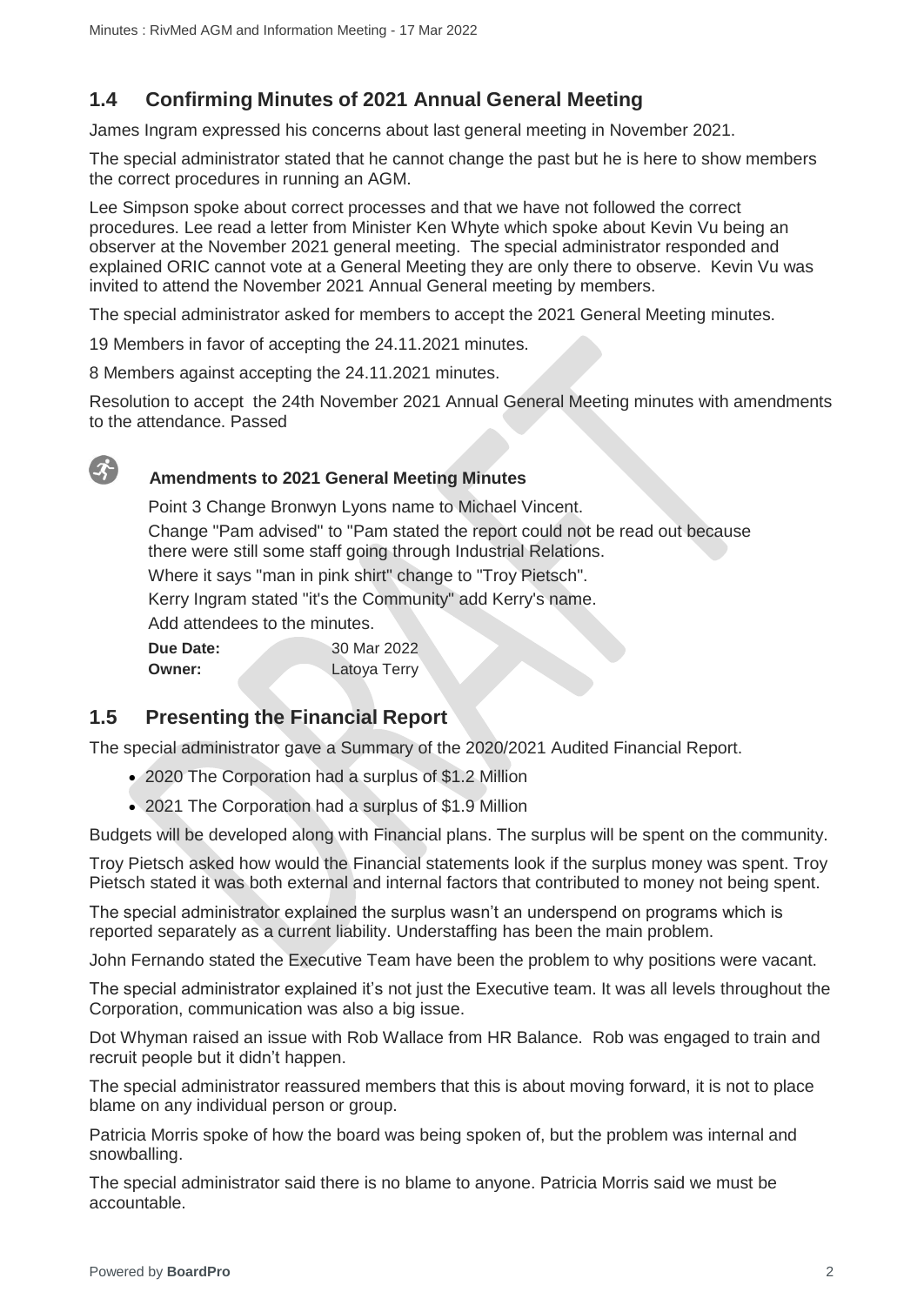## 1.4 Confirming Minutes of 2021 Annual General Meeting

James Ingram expressed his concerns about last general meeting in November 2021.

The special administrator stated that he cannot change the past but he is here to show members the correct procedures in running an AGM.

Lee Simpson spoke about correct processes and that we have not followed the correct procedures. Lee read a letter from Minister Ken Whyte which spoke about Kevin Vu being an observer at the November 2021 general meeting. The special administrator responded and explained ORIC cannot vote at a General Meeting they are only there to observe. Kevin Vu was invited to attend the November 2021 Annual General meeting by members.

The special administrator asked for members to accept the 2021 General Meeting minutes.

19 Members in favor of accepting the 24.11.2021 minutes.

8 Members against accepting the 24.11.2021 minutes.

Resolution to accept the 24th November 2021 Annual General Meeting minutes with amendments to the attendance. Passed

### Amendments to 2021 General Meeting Minutes

Point 3 Change Bronwyn Lyons name to Michael Vincent.

Change "Pam advised" to "Pam stated the report could not be read out because there were still some staff going through Industrial Relations.

Where it says "man in pink shirt" change to "Troy Pietsch".

Kerry Ingram stated "it's the Community" add Kerry's name.

Add attendees to the minutes.

**Due Date:** 30 Mar 2022
**Owner:** Latoya Terry

## 1.5 Presenting the Financial Report

The special administrator gave a Summary of the 2020/2021 Audited Financial Report.

- 2020 The Corporation had a surplus of $1.2 Million
- 2021 The Corporation had a surplus of $1.9 Million

Budgets will be developed along with Financial plans. The surplus will be spent on the community.

Troy Pietsch asked how would the Financial statements look if the surplus money was spent. Troy Pietsch stated it was both external and internal factors that contributed to money not being spent.

The special administrator explained the surplus wasn't an underspend on programs which is reported separately as a current liability. Understaffing has been the main problem.

John Fernando stated the Executive Team have been the problem to why positions were vacant.

The special administrator explained it's not just the Executive team. It was all levels throughout the Corporation, communication was also a big issue.

Dot Whyman raised an issue with Rob Wallace from HR Balance. Rob was engaged to train and recruit people but it didn't happen.

The special administrator reassured members that this is about moving forward, it is not to place blame on any individual person or group.

Patricia Morris spoke of how the board was being spoken of, but the problem was internal and snowballing.

The special administrator said there is no blame to anyone. Patricia Morris said we must be accountable.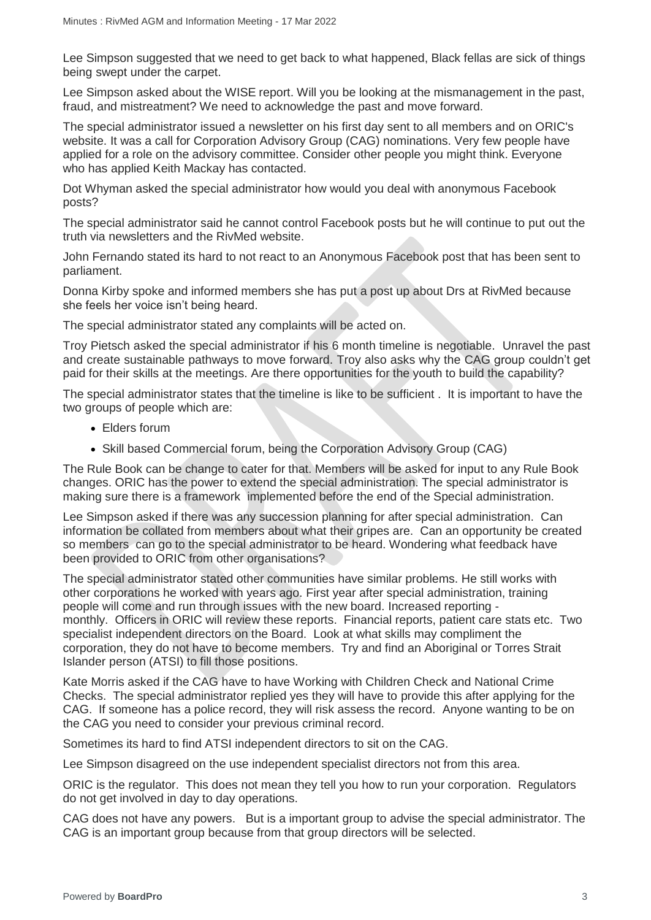Lee Simpson suggested that we need to get back to what happened, Black fellas are sick of things being swept under the carpet.

Lee Simpson asked about the WISE report. Will you be looking at the mismanagement in the past, fraud, and mistreatment? We need to acknowledge the past and move forward.

The special administrator issued a newsletter on his first day sent to all members and on ORIC's website. It was a call for Corporation Advisory Group (CAG) nominations. Very few people have applied for a role on the advisory committee. Consider other people you might think. Everyone who has applied Keith Mackay has contacted.

Dot Whyman asked the special administrator how would you deal with anonymous Facebook posts?

The special administrator said he cannot control Facebook posts but he will continue to put out the truth via newsletters and the RivMed website.

John Fernando stated its hard to not react to an Anonymous Facebook post that has been sent to parliament.

Donna Kirby spoke and informed members she has put a post up about Drs at RivMed because she feels her voice isn't being heard.

The special administrator stated any complaints will be acted on.

Troy Pietsch asked the special administrator if his 6 month timeline is negotiable. Unravel the past and create sustainable pathways to move forward. Troy also asks why the CAG group couldn't get paid for their skills at the meetings. Are there opportunities for the youth to build the capability?

The special administrator states that the timeline is like to be sufficient . It is important to have the two groups of people which are:

- Elders forum
- Skill based Commercial forum, being the Corporation Advisory Group (CAG)

The Rule Book can be change to cater for that. Members will be asked for input to any Rule Book changes. ORIC has the power to extend the special administration. The special administrator is making sure there is a framework implemented before the end of the Special administration.

Lee Simpson asked if there was any succession planning for after special administration. Can information be collated from members about what their gripes are. Can an opportunity be created so members can go to the special administrator to be heard. Wondering what feedback have been provided to ORIC from other organisations?

The special administrator stated other communities have similar problems. He still works with other corporations he worked with years ago. First year after special administration, training people will come and run through issues with the new board. Increased reporting - monthly. Officers in ORIC will review these reports. Financial reports, patient care stats etc. Two specialist independent directors on the Board. Look at what skills may compliment the corporation, they do not have to become members. Try and find an Aboriginal or Torres Strait Islander person (ATSI) to fill those positions.

Kate Morris asked if the CAG have to have Working with Children Check and National Crime Checks. The special administrator replied yes they will have to provide this after applying for the CAG. If someone has a police record, they will risk assess the record. Anyone wanting to be on the CAG you need to consider your previous criminal record.

Sometimes its hard to find ATSI independent directors to sit on the CAG.

Lee Simpson disagreed on the use independent specialist directors not from this area.

ORIC is the regulator. This does not mean they tell you how to run your corporation. Regulators do not get involved in day to day operations.

CAG does not have any powers. But is a important group to advise the special administrator. The CAG is an important group because from that group directors will be selected.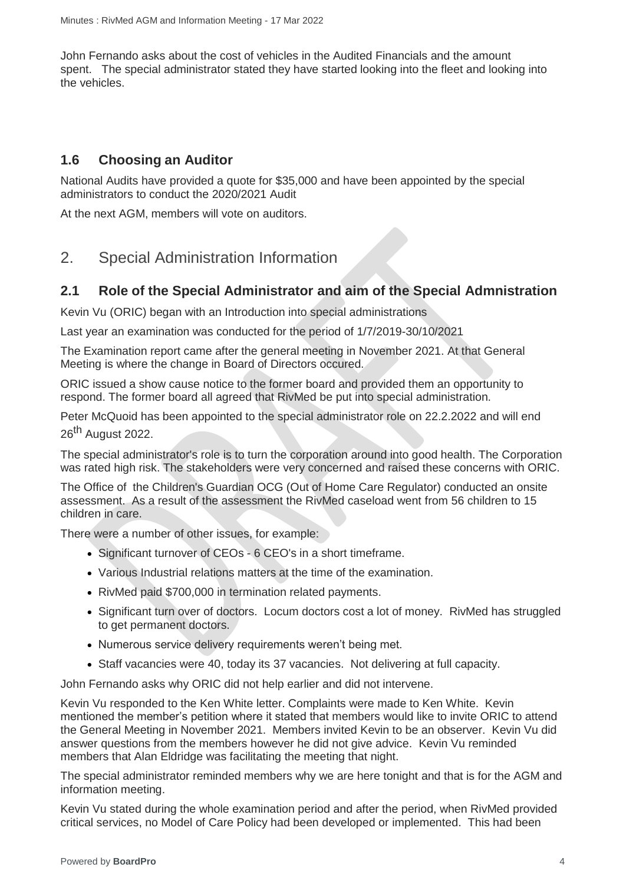John Fernando asks about the cost of vehicles in the Audited Financials and the amount spent. The special administrator stated they have started looking into the fleet and looking into the vehicles.

### 1.6 Choosing an Auditor

National Audits have provided a quote for $35,000 and have been appointed by the special administrators to conduct the 2020/2021 Audit

At the next AGM, members will vote on auditors.

## 2. Special Administration Information

### 2.1 Role of the Special Administrator and aim of the Special Admnistration

Kevin Vu (ORIC) began with an Introduction into special administrations

Last year an examination was conducted for the period of 1/7/2019-30/10/2021

The Examination report came after the general meeting in November 2021. At that General Meeting is where the change in Board of Directors occured.

ORIC issued a show cause notice to the former board and provided them an opportunity to respond. The former board all agreed that RivMed be put into special administration.

Peter McQuoid has been appointed to the special administrator role on 22.2.2022 and will end 26th August 2022.

The special administrator's role is to turn the corporation around into good health. The Corporation was rated high risk. The stakeholders were very concerned and raised these concerns with ORIC.

The Office of the Children's Guardian OCG (Out of Home Care Regulator) conducted an onsite assessment. As a result of the assessment the RivMed caseload went from 56 children to 15 children in care.

There were a number of other issues, for example:

- Significant turnover of CEOs - 6 CEO's in a short timeframe.
- Various Industrial relations matters at the time of the examination.
- RivMed paid $700,000 in termination related payments.
- Significant turn over of doctors. Locum doctors cost a lot of money. RivMed has struggled to get permanent doctors.
- Numerous service delivery requirements weren't being met.
- Staff vacancies were 40, today its 37 vacancies. Not delivering at full capacity.

John Fernando asks why ORIC did not help earlier and did not intervene.

Kevin Vu responded to the Ken White letter. Complaints were made to Ken White. Kevin mentioned the member's petition where it stated that members would like to invite ORIC to attend the General Meeting in November 2021. Members invited Kevin to be an observer. Kevin Vu did answer questions from the members however he did not give advice. Kevin Vu reminded members that Alan Eldridge was facilitating the meeting that night.

The special administrator reminded members why we are here tonight and that is for the AGM and information meeting.

Kevin Vu stated during the whole examination period and after the period, when RivMed provided critical services, no Model of Care Policy had been developed or implemented. This had been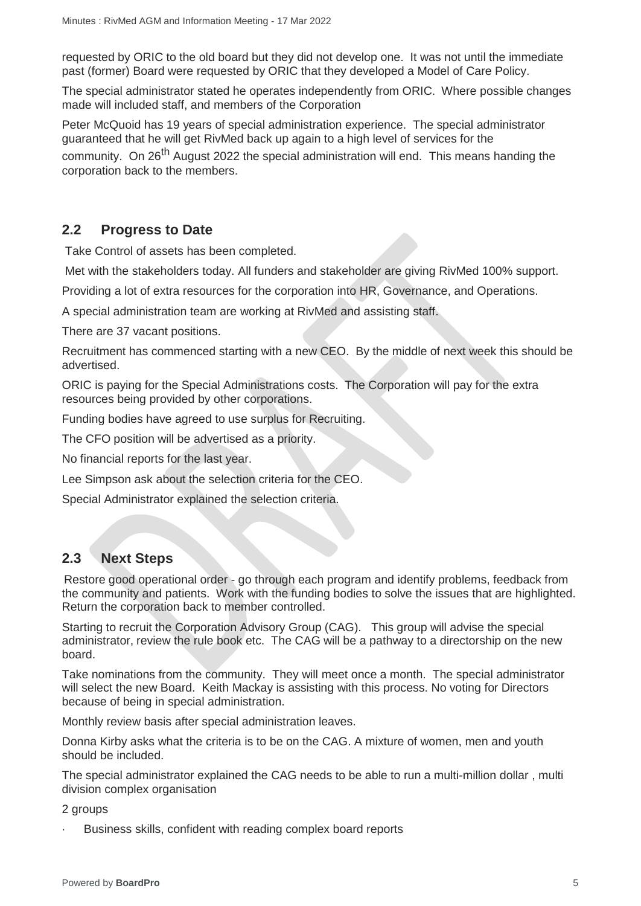requested by ORIC to the old board but they did not develop one. It was not until the immediate past (former) Board were requested by ORIC that they developed a Model of Care Policy.

The special administrator stated he operates independently from ORIC. Where possible changes made will included staff, and members of the Corporation

Peter McQuoid has 19 years of special administration experience. The special administrator guaranteed that he will get RivMed back up again to a high level of services for the community. On 26th August 2022 the special administration will end. This means handing the corporation back to the members.

## 2.2 Progress to Date

Take Control of assets has been completed.

Met with the stakeholders today. All funders and stakeholder are giving RivMed 100% support.

Providing a lot of extra resources for the corporation into HR, Governance, and Operations.

A special administration team are working at RivMed and assisting staff.

There are 37 vacant positions.

Recruitment has commenced starting with a new CEO. By the middle of next week this should be advertised.

ORIC is paying for the Special Administrations costs. The Corporation will pay for the extra resources being provided by other corporations.

Funding bodies have agreed to use surplus for Recruiting.

The CFO position will be advertised as a priority.

No financial reports for the last year.

Lee Simpson ask about the selection criteria for the CEO.

Special Administrator explained the selection criteria.

## 2.3 Next Steps

Restore good operational order - go through each program and identify problems, feedback from the community and patients. Work with the funding bodies to solve the issues that are highlighted. Return the corporation back to member controlled.

Starting to recruit the Corporation Advisory Group (CAG). This group will advise the special administrator, review the rule book etc. The CAG will be a pathway to a directorship on the new board.

Take nominations from the community. They will meet once a month. The special administrator will select the new Board. Keith Mackay is assisting with this process. No voting for Directors because of being in special administration.

Monthly review basis after special administration leaves.

Donna Kirby asks what the criteria is to be on the CAG. A mixture of women, men and youth should be included.

The special administrator explained the CAG needs to be able to run a multi-million dollar , multi division complex organisation

2 groups

- Business skills, confident with reading complex board reports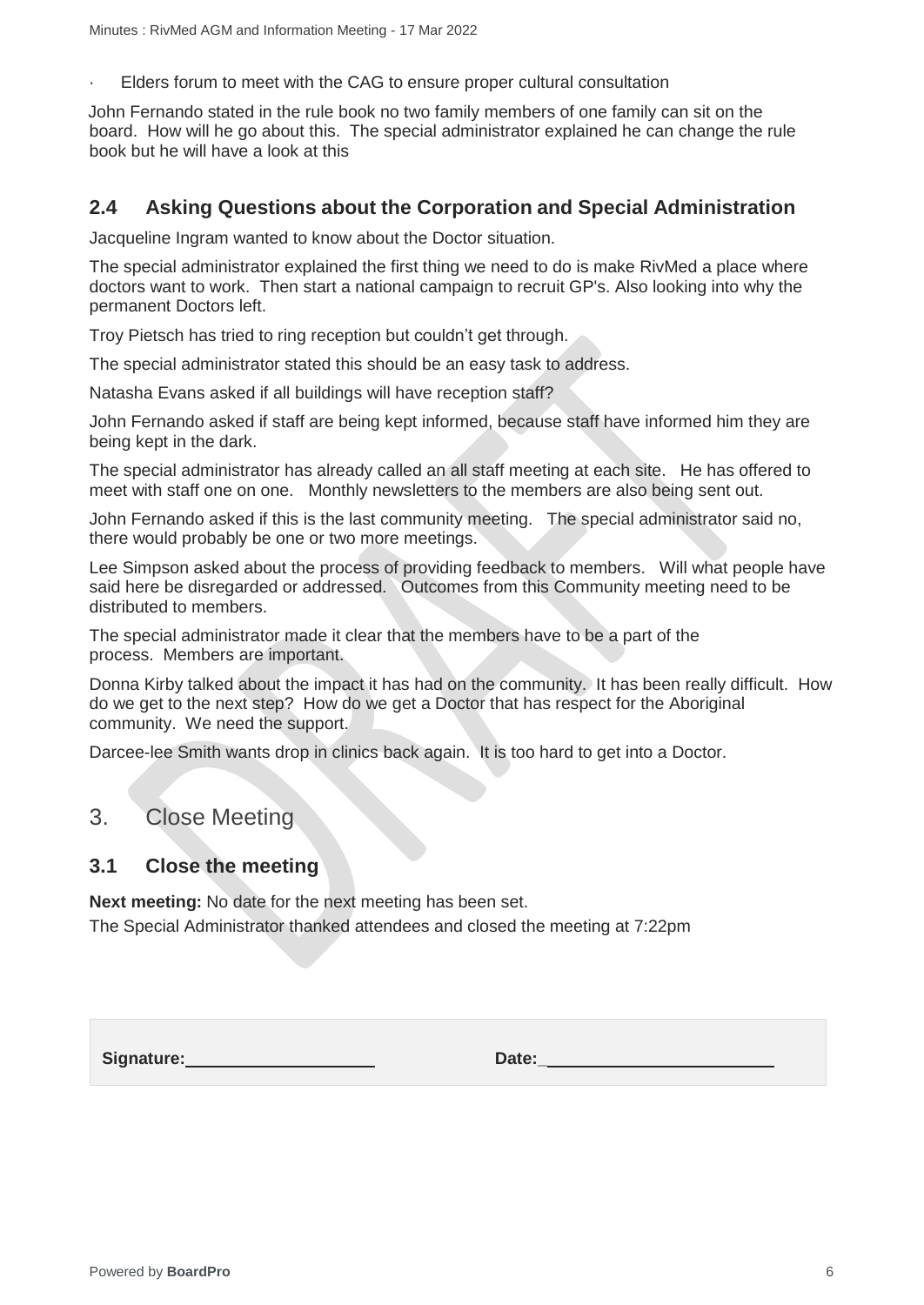- Elders forum to meet with the CAG to ensure proper cultural consultation

John Fernando stated in the rule book no two family members of one family can sit on the board. How will he go about this. The special administrator explained he can change the rule book but he will have a look at this

## 2.4 Asking Questions about the Corporation and Special Administration

Jacqueline Ingram wanted to know about the Doctor situation.

The special administrator explained the first thing we need to do is make RivMed a place where doctors want to work. Then start a national campaign to recruit GP's. Also looking into why the permanent Doctors left.

Troy Pietsch has tried to ring reception but couldn't get through.

The special administrator stated this should be an easy task to address.

Natasha Evans asked if all buildings will have reception staff?

John Fernando asked if staff are being kept informed, because staff have informed him they are being kept in the dark.

The special administrator has already called an all staff meeting at each site. He has offered to meet with staff one on one. Monthly newsletters to the members are also being sent out.

John Fernando asked if this is the last community meeting. The special administrator said no, there would probably be one or two more meetings.

Lee Simpson asked about the process of providing feedback to members. Will what people have said here be disregarded or addressed. Outcomes from this Community meeting need to be distributed to members.

The special administrator made it clear that the members have to be a part of the process. Members are important.

Donna Kirby talked about the impact it has had on the community. It has been really difficult. How do we get to the next step? How do we get a Doctor that has respect for the Aboriginal community. We need the support.

Darcee-lee Smith wants drop in clinics back again. It is too hard to get into a Doctor.

# 3. Close Meeting

## 3.1 Close the meeting

**Next meeting:** No date for the next meeting has been set.

The Special Administrator thanked attendees and closed the meeting at 7:22pm

**Signature:** ____________________ **Date:** ________________________